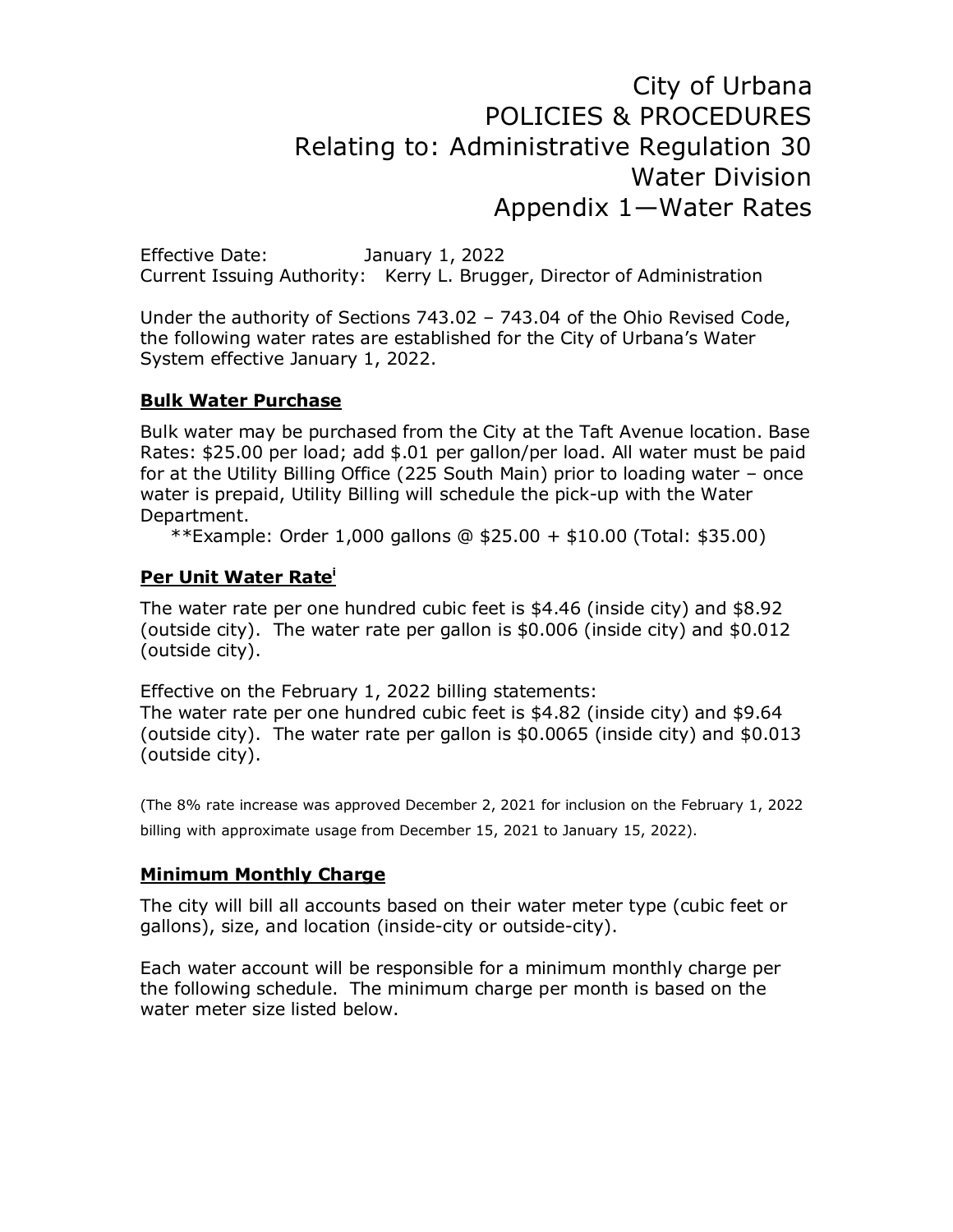# City of Urbana
# POLICIES & PROCEDURES
## Relating to: Administrative Regulation 30
## Water Division
## Appendix 1—Water Rates

Effective Date: January 1, 2022
Current Issuing Authority: Kerry L. Brugger, Director of Administration

Under the authority of Sections 743.02 – 743.04 of the Ohio Revised Code, the following water rates are established for the City of Urbana's Water System effective January 1, 2022.

**Bulk Water Purchase**

Bulk water may be purchased from the City at the Taft Avenue location. Base Rates: $25.00 per load; add $.01 per gallon/per load. All water must be paid for at the Utility Billing Office (225 South Main) prior to loading water – once water is prepaid, Utility Billing will schedule the pick-up with the Water Department.

**Example: Order 1,000 gallons @ $25.00 + $10.00 (Total: $35.00)

**Per Unit Water Rate**[i]

The water rate per one hundred cubic feet is $4.46 (inside city) and $8.92 (outside city). The water rate per gallon is $0.006 (inside city) and $0.012 (outside city).

Effective on the February 1, 2022 billing statements:
The water rate per one hundred cubic feet is $4.82 (inside city) and $9.64 (outside city). The water rate per gallon is $0.0065 (inside city) and $0.013 (outside city).

(The 8% rate increase was approved December 2, 2021 for inclusion on the February 1, 2022 billing with approximate usage from December 15, 2021 to January 15, 2022).

**Minimum Monthly Charge**

The city will bill all accounts based on their water meter type (cubic feet or gallons), size, and location (inside-city or outside-city).

Each water account will be responsible for a minimum monthly charge per the following schedule. The minimum charge per month is based on the water meter size listed below.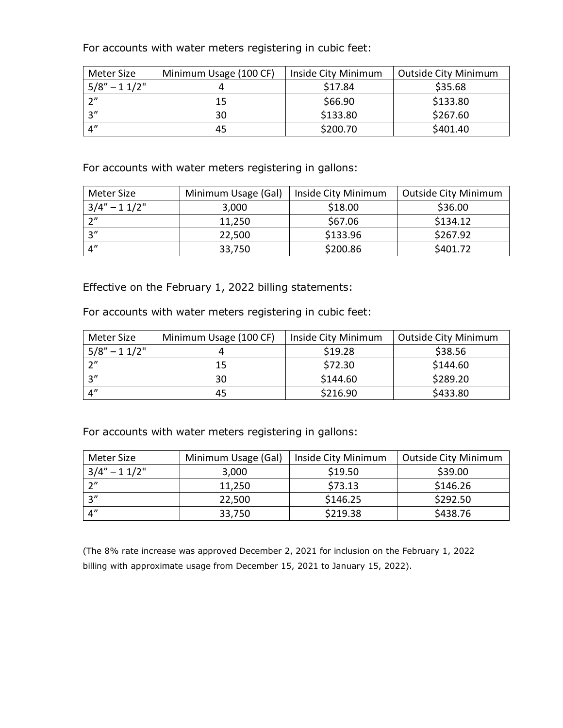For accounts with water meters registering in cubic feet:

| Meter Size | Minimum Usage (100 CF) | Inside City Minimum | Outside City Minimum |
|---|---|---|---|
| 5/8" – 1 1/2" | 4 | $17.84 | $35.68 |
| 2" | 15 | $66.90 | $133.80 |
| 3" | 30 | $133.80 | $267.60 |
| 4" | 45 | $200.70 | $401.40 |

For accounts with water meters registering in gallons:

| Meter Size | Minimum Usage (Gal) | Inside City Minimum | Outside City Minimum |
|---|---|---|---|
| 3/4" – 1 1/2" | 3,000 | $18.00 | $36.00 |
| 2" | 11,250 | $67.06 | $134.12 |
| 3" | 22,500 | $133.96 | $267.92 |
| 4" | 33,750 | $200.86 | $401.72 |

Effective on the February 1, 2022 billing statements:

For accounts with water meters registering in cubic feet:

| Meter Size | Minimum Usage (100 CF) | Inside City Minimum | Outside City Minimum |
|---|---|---|---|
| 5/8" – 1 1/2" | 4 | $19.28 | $38.56 |
| 2" | 15 | $72.30 | $144.60 |
| 3" | 30 | $144.60 | $289.20 |
| 4" | 45 | $216.90 | $433.80 |

For accounts with water meters registering in gallons:

| Meter Size | Minimum Usage (Gal) | Inside City Minimum | Outside City Minimum |
|---|---|---|---|
| 3/4" – 1 1/2" | 3,000 | $19.50 | $39.00 |
| 2" | 11,250 | $73.13 | $146.26 |
| 3" | 22,500 | $146.25 | $292.50 |
| 4" | 33,750 | $219.38 | $438.76 |

(The 8% rate increase was approved December 2, 2021 for inclusion on the February 1, 2022 billing with approximate usage from December 15, 2021 to January 15, 2022).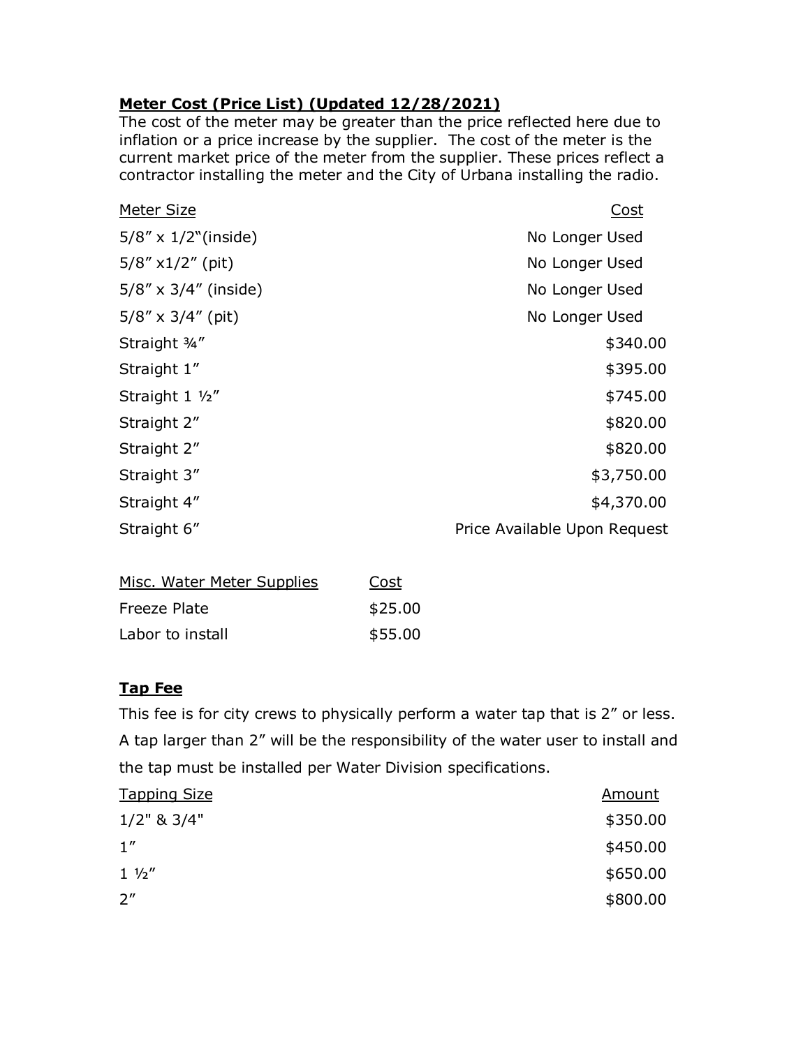**Meter Cost (Price List) (Updated 12/28/2021)**

The cost of the meter may be greater than the price reflected here due to inflation or a price increase by the supplier. The cost of the meter is the current market price of the meter from the supplier. These prices reflect a contractor installing the meter and the City of Urbana installing the radio.

| Meter Size | Cost |
|---|---|
| 5/8″ x 1/2"(inside) | No Longer Used |
| 5/8″ x1/2″ (pit) | No Longer Used |
| 5/8″ x 3/4″ (inside) | No Longer Used |
| 5/8″ x 3/4″ (pit) | No Longer Used |
| Straight ¾″ | $340.00 |
| Straight 1″ | $395.00 |
| Straight 1 ½″ | $745.00 |
| Straight 2″ | $820.00 |
| Straight 2″ | $820.00 |
| Straight 3″ | $3,750.00 |
| Straight 4″ | $4,370.00 |
| Straight 6″ | Price Available Upon Request |

| Misc. Water Meter Supplies | Cost |
|---|---|
| Freeze Plate | $25.00 |
| Labor to install | $55.00 |

**Tap Fee**

This fee is for city crews to physically perform a water tap that is 2″ or less. A tap larger than 2″ will be the responsibility of the water user to install and the tap must be installed per Water Division specifications.

| Tapping Size | Amount |
|---|---|
| 1/2" & 3/4" | $350.00 |
| 1″ | $450.00 |
| 1 ½″ | $650.00 |
| 2″ | $800.00 |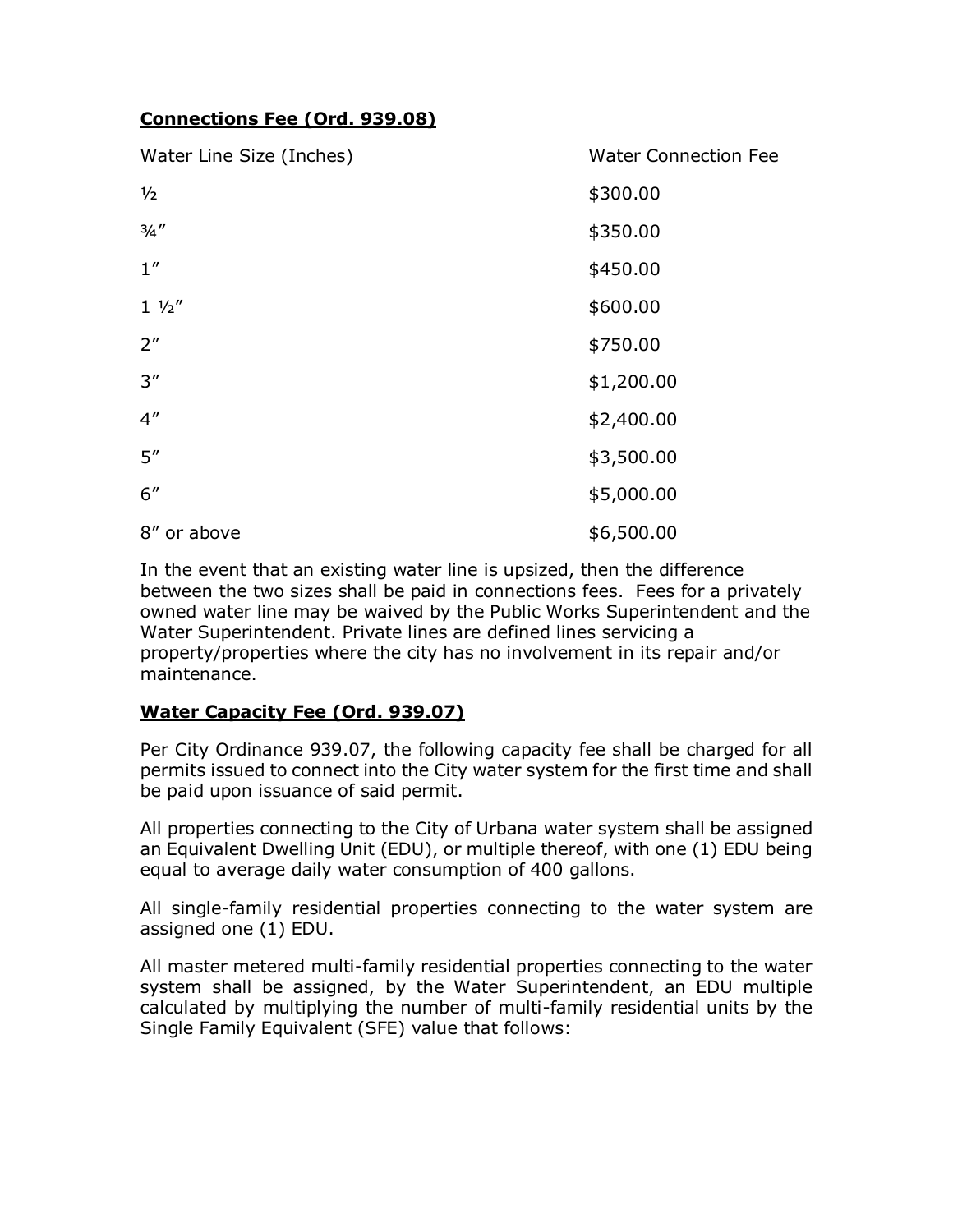**Connections Fee (Ord. 939.08)**

| Water Line Size (Inches) | Water Connection Fee |
|---|---|
| ½ | $300.00 |
| ¾″ | $350.00 |
| 1″ | $450.00 |
| 1 ½″ | $600.00 |
| 2″ | $750.00 |
| 3″ | $1,200.00 |
| 4″ | $2,400.00 |
| 5″ | $3,500.00 |
| 6″ | $5,000.00 |
| 8″ or above | $6,500.00 |

In the event that an existing water line is upsized, then the difference between the two sizes shall be paid in connections fees. Fees for a privately owned water line may be waived by the Public Works Superintendent and the Water Superintendent. Private lines are defined lines servicing a property/properties where the city has no involvement in its repair and/or maintenance.

**Water Capacity Fee (Ord. 939.07)**

Per City Ordinance 939.07, the following capacity fee shall be charged for all permits issued to connect into the City water system for the first time and shall be paid upon issuance of said permit.

All properties connecting to the City of Urbana water system shall be assigned an Equivalent Dwelling Unit (EDU), or multiple thereof, with one (1) EDU being equal to average daily water consumption of 400 gallons.

All single-family residential properties connecting to the water system are assigned one (1) EDU.

All master metered multi-family residential properties connecting to the water system shall be assigned, by the Water Superintendent, an EDU multiple calculated by multiplying the number of multi-family residential units by the Single Family Equivalent (SFE) value that follows: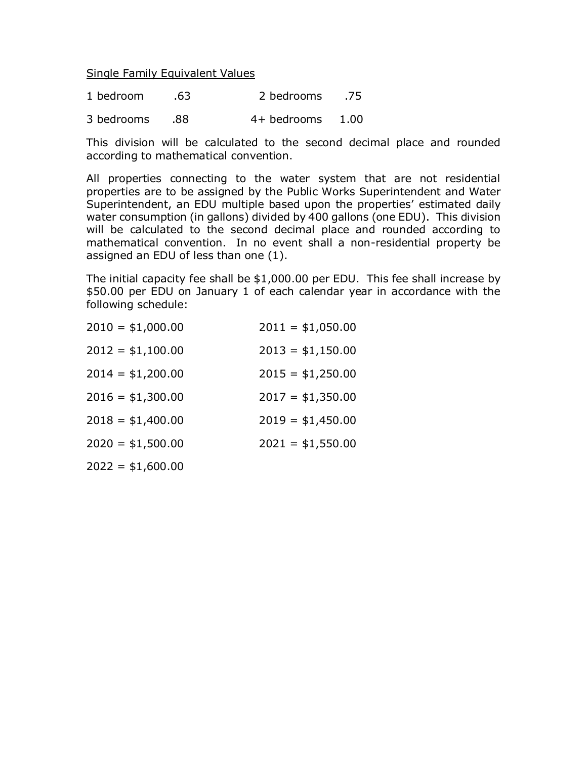<u>Single Family Equivalent Values</u>

| | | | |
|---|---|---|---|
| 1 bedroom | .63 | 2 bedrooms | .75 |
| 3 bedrooms | .88 | 4+ bedrooms | 1.00 |

This division will be calculated to the second decimal place and rounded according to mathematical convention.

All properties connecting to the water system that are not residential properties are to be assigned by the Public Works Superintendent and Water Superintendent, an EDU multiple based upon the properties' estimated daily water consumption (in gallons) divided by 400 gallons (one EDU). This division will be calculated to the second decimal place and rounded according to mathematical convention. In no event shall a non-residential property be assigned an EDU of less than one (1).

The initial capacity fee shall be $1,000.00 per EDU. This fee shall increase by $50.00 per EDU on January 1 of each calendar year in accordance with the following schedule:

| | |
|---|---|
| 2010 = $1,000.00 | 2011 = $1,050.00 |
| 2012 = $1,100.00 | 2013 = $1,150.00 |
| 2014 = $1,200.00 | 2015 = $1,250.00 |
| 2016 = $1,300.00 | 2017 = $1,350.00 |
| 2018 = $1,400.00 | 2019 = $1,450.00 |
| 2020 = $1,500.00 | 2021 = $1,550.00 |
| 2022 = $1,600.00 | |